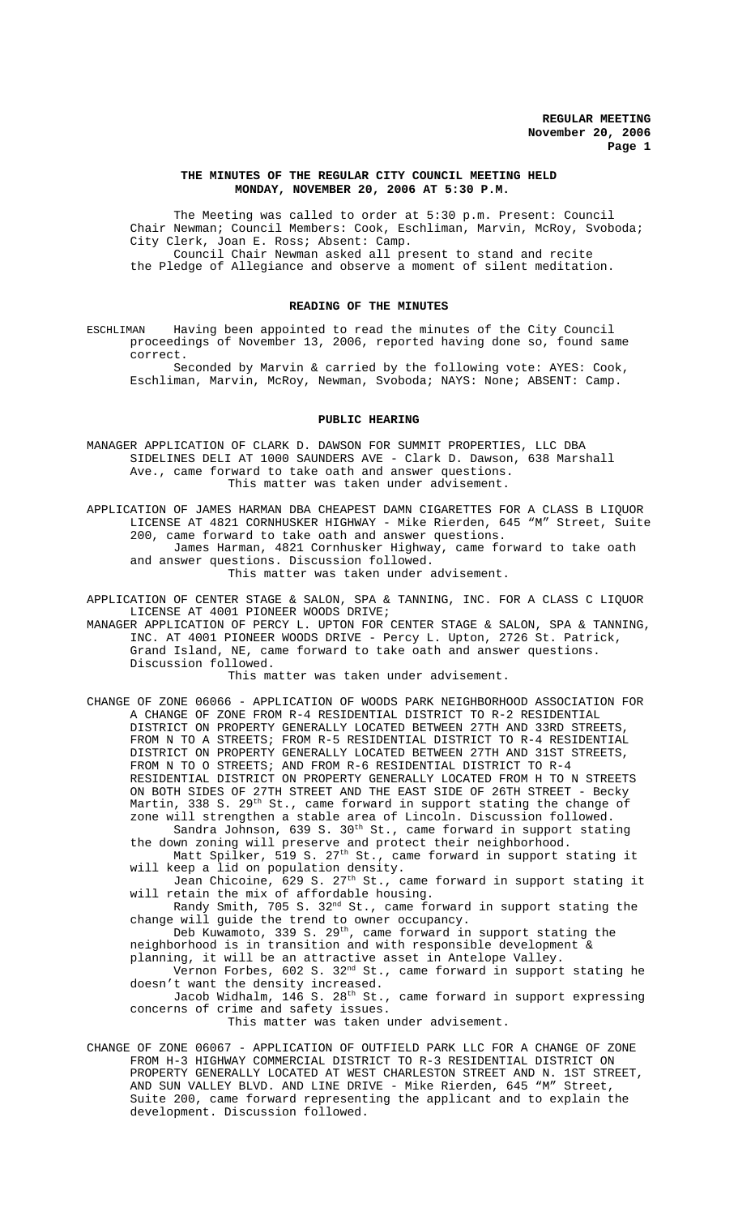# THE MINUTES OF THE REGULAR CITY COUNCIL MEETING HELD MONDAY, NOVEMBER 20, 2006 AT 5:30 P.M.

The Meeting was called to order at 5:30 p.m. Present: Council Chair Newman; Council Members: Cook, Eschliman, Marvin, McRoy, Svoboda; City Clerk, Joan E. Ross; Absent: Camp.

Council Chair Newman asked all present to stand and recite the Pledge of Allegiance and observe a moment of silent meditation.

## READING OF THE MINUTES

ESCHLIMAN Having been appointed to read the minutes of the City Council proceedings of November 13, 2006, reported having done so, found same correct.

Seconded by Marvin & carried by the following vote: AYES: Cook, Eschliman, Marvin, McRoy, Newman, Svoboda; NAYS: None; ABSENT: Camp.

## PUBLIC HEARING

MANAGER APPLICATION OF CLARK D. DAWSON FOR SUMMIT PROPERTIES, LLC DBA SIDELINES DELI AT 1000 SAUNDERS AVE - Clark D. Dawson, 638 Marshall Ave., came forward to take oath and answer questions.

This matter was taken under advisement.

APPLICATION OF JAMES HARMAN DBA CHEAPEST DAMN CIGARETTES FOR A CLASS B LIQUOR LICENSE AT 4821 CORNHUSKER HIGHWAY - Mike Rierden, 645 "M" Street, Suite 200, came forward to take oath and answer questions.

James Harman, 4821 Cornhusker Highway, came forward to take oath and answer questions. Discussion followed.

This matter was taken under advisement.

APPLICATION OF CENTER STAGE & SALON, SPA & TANNING, INC. FOR A CLASS C LIQUOR LICENSE AT 4001 PIONEER WOODS DRIVE;

MANAGER APPLICATION OF PERCY L. UPTON FOR CENTER STAGE & SALON, SPA & TANNING, INC. AT 4001 PIONEER WOODS DRIVE - Percy L. Upton, 2726 St. Patrick, Grand Island, NE, came forward to take oath and answer questions. Discussion followed.

This matter was taken under advisement.

CHANGE OF ZONE 06066 - APPLICATION OF WOODS PARK NEIGHBORHOOD ASSOCIATION FOR A CHANGE OF ZONE FROM R-4 RESIDENTIAL DISTRICT TO R-2 RESIDENTIAL DISTRICT ON PROPERTY GENERALLY LOCATED BETWEEN 27TH AND 33RD STREETS, FROM N TO A STREETS; FROM R-5 RESIDENTIAL DISTRICT TO R-4 RESIDENTIAL DISTRICT ON PROPERTY GENERALLY LOCATED BETWEEN 27TH AND 31ST STREETS, FROM N TO O STREETS; AND FROM R-6 RESIDENTIAL DISTRICT TO R-4 RESIDENTIAL DISTRICT ON PROPERTY GENERALLY LOCATED FROM H TO N STREETS ON BOTH SIDES OF 27TH STREET AND THE EAST SIDE OF 26TH STREET - Becky Martin, 338 S. 29th St., came forward in support stating the change of zone will strengthen a stable area of Lincoln. Discussion followed.

Sandra Johnson, 639 S. 30th St., came forward in support stating the down zoning will preserve and protect their neighborhood.

Matt Spilker, 519 S. 27th St., came forward in support stating it will keep a lid on population density.

Jean Chicoine, 629 S. 27th St., came forward in support stating it will retain the mix of affordable housing.

Randy Smith, 705 S. 32nd St., came forward in support stating the change will guide the trend to owner occupancy.

Deb Kuwamoto, 339 S. 29th, came forward in support stating the neighborhood is in transition and with responsible development & planning, it will be an attractive asset in Antelope Valley.

Vernon Forbes, 602 S. 32nd St., came forward in support stating he doesn't want the density increased.

Jacob Widhalm, 146 S. 28th St., came forward in support expressing concerns of crime and safety issues.

This matter was taken under advisement.

CHANGE OF ZONE 06067 - APPLICATION OF OUTFIELD PARK LLC FOR A CHANGE OF ZONE FROM H-3 HIGHWAY COMMERCIAL DISTRICT TO R-3 RESIDENTIAL DISTRICT ON PROPERTY GENERALLY LOCATED AT WEST CHARLESTON STREET AND N. 1ST STREET, AND SUN VALLEY BLVD. AND LINE DRIVE - Mike Rierden, 645 "M" Street, Suite 200, came forward representing the applicant and to explain the development. Discussion followed.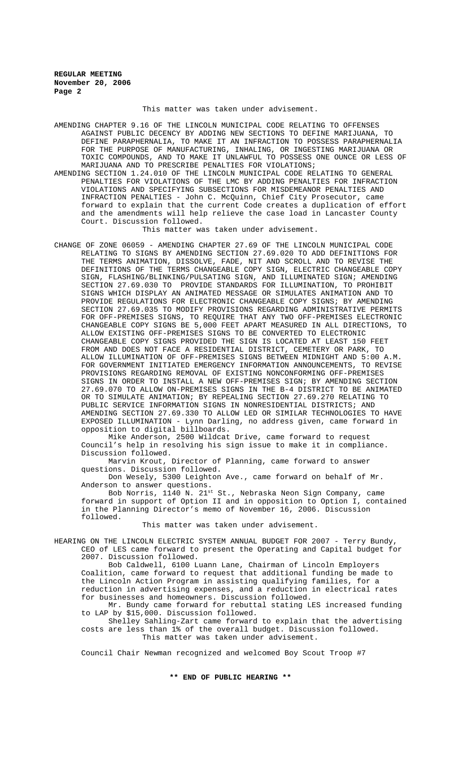This matter was taken under advisement.

AMENDING CHAPTER 9.16 OF THE LINCOLN MUNICIPAL CODE RELATING TO OFFENSES AGAINST PUBLIC DECENCY BY ADDING NEW SECTIONS TO DEFINE MARIJUANA, TO DEFINE PARAPHERNALIA, TO MAKE IT AN INFRACTION TO POSSESS PARAPHERNALIA FOR THE PURPOSE OF MANUFACTURING, INHALING, OR INGESTING MARIJUANA OR TOXIC COMPOUNDS, AND TO MAKE IT UNLAWFUL TO POSSESS ONE OUNCE OR LESS OF MARIJUANA AND TO PRESCRIBE PENALTIES FOR VIOLATIONS;

AMENDING SECTION 1.24.010 OF THE LINCOLN MUNICIPAL CODE RELATING TO GENERAL PENALTIES FOR VIOLATIONS OF THE LMC BY ADDING PENALTIES FOR INFRACTION VIOLATIONS AND SPECIFYING SUBSECTIONS FOR MISDEMEANOR PENALTIES AND INFRACTION PENALTIES - John C. McQuinn, Chief City Prosecutor, came forward to explain that the current Code creates a duplication of effort and the amendments will help relieve the case load in Lancaster County Court. Discussion followed.

This matter was taken under advisement.

CHANGE OF ZONE 06059 - AMENDING CHAPTER 27.69 OF THE LINCOLN MUNICIPAL CODE RELATING TO SIGNS BY AMENDING SECTION 27.69.020 TO ADD DEFINITIONS FOR THE TERMS ANIMATION, DISSOLVE, FADE, NIT AND SCROLL AND TO REVISE THE DEFINITIONS OF THE TERMS CHANGEABLE COPY SIGN, ELECTRIC CHANGEABLE COPY SIGN, FLASHING/BLINKING/PULSATING SIGN, AND ILLUMINATED SIGN; AMENDING SECTION 27.69.030 TO PROVIDE STANDARDS FOR ILLUMINATION, TO PROHIBIT SIGNS WHICH DISPLAY AN ANIMATED MESSAGE OR SIMULATES ANIMATION AND TO PROVIDE REGULATIONS FOR ELECTRONIC CHANGEABLE COPY SIGNS; BY AMENDING SECTION 27.69.035 TO MODIFY PROVISIONS REGARDING ADMINISTRATIVE PERMITS FOR OFF-PREMISES SIGNS, TO REQUIRE THAT ANY TWO OFF-PREMISES ELECTRONIC CHANGEABLE COPY SIGNS BE 5,000 FEET APART MEASURED IN ALL DIRECTIONS, TO ALLOW EXISTING OFF-PREMISES SIGNS TO BE CONVERTED TO ELECTRONIC CHANGEABLE COPY SIGNS PROVIDED THE SIGN IS LOCATED AT LEAST 150 FEET FROM AND DOES NOT FACE A RESIDENTIAL DISTRICT, CEMETERY OR PARK, TO ALLOW ILLUMINATION OF OFF-PREMISES SIGNS BETWEEN MIDNIGHT AND 5:00 A.M. FOR GOVERNMENT INITIATED EMERGENCY INFORMATION ANNOUNCEMENTS, TO REVISE PROVISIONS REGARDING REMOVAL OF EXISTING NONCONFORMING OFF-PREMISES SIGNS IN ORDER TO INSTALL A NEW OFF-PREMISES SIGN; BY AMENDING SECTION 27.69.070 TO ALLOW ON-PREMISES SIGNS IN THE B-4 DISTRICT TO BE ANIMATED OR TO SIMULATE ANIMATION; BY REPEALING SECTION 27.69.270 RELATING TO PUBLIC SERVICE INFORMATION SIGNS IN NONRESIDENTIAL DISTRICTS; AND AMENDING SECTION 27.69.330 TO ALLOW LED OR SIMILAR TECHNOLOGIES TO HAVE EXPOSED ILLUMINATION - Lynn Darling, no address given, came forward in opposition to digital billboards.

Mike Anderson, 2500 Wildcat Drive, came forward to request Council's help in resolving his sign issue to make it in compliance. Discussion followed.

Marvin Krout, Director of Planning, came forward to answer questions. Discussion followed.

Don Wesely, 5300 Leighton Ave., came forward on behalf of Mr. Anderson to answer questions.

Bob Norris, 1140 N. 21st St., Nebraska Neon Sign Company, came forward in support of Option II and in opposition to Option I, contained in the Planning Director's memo of November 16, 2006. Discussion followed.

This matter was taken under advisement.

HEARING ON THE LINCOLN ELECTRIC SYSTEM ANNUAL BUDGET FOR 2007 - Terry Bundy, CEO of LES came forward to present the Operating and Capital budget for 2007. Discussion followed.

Bob Caldwell, 6100 Luann Lane, Chairman of Lincoln Employers Coalition, came forward to request that additional funding be made to the Lincoln Action Program in assisting qualifying families, for a reduction in advertising expenses, and a reduction in electrical rates for businesses and homeowners. Discussion followed.

Mr. Bundy came forward for rebuttal stating LES increased funding to LAP by $15,000. Discussion followed.

Shelley Sahling-Zart came forward to explain that the advertising costs are less than 1% of the overall budget. Discussion followed.

This matter was taken under advisement.

Council Chair Newman recognized and welcomed Boy Scout Troop #7

**\*\* END OF PUBLIC HEARING \*\***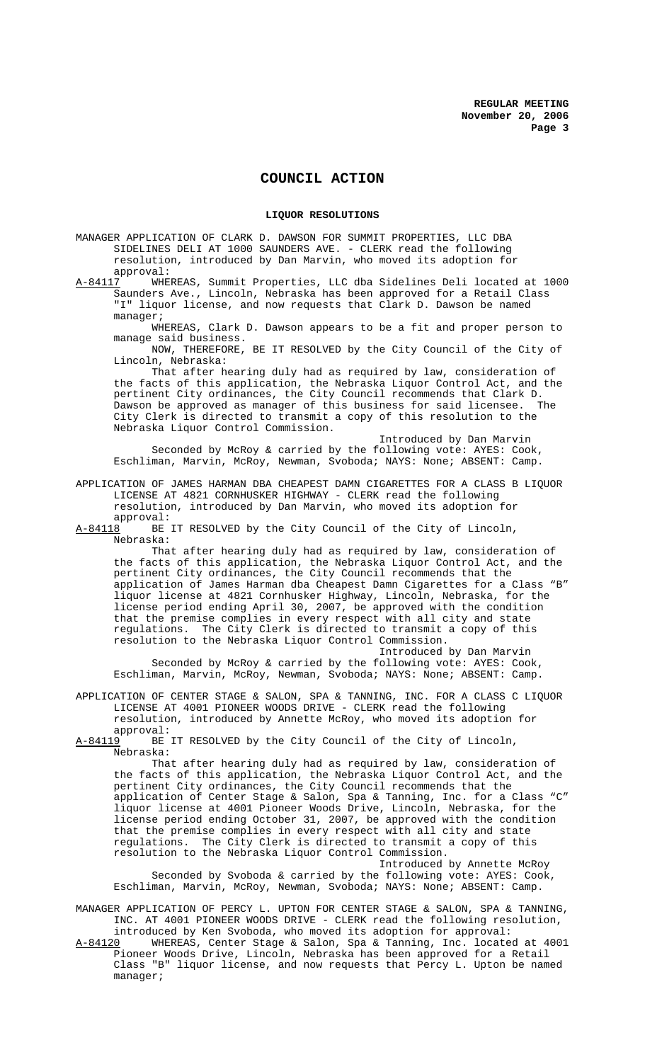# COUNCIL ACTION

## LIQUOR RESOLUTIONS

MANAGER APPLICATION OF CLARK D. DAWSON FOR SUMMIT PROPERTIES, LLC DBA SIDELINES DELI AT 1000 SAUNDERS AVE. - CLERK read the following resolution, introduced by Dan Marvin, who moved its adoption for approval:

A-84117 WHEREAS, Summit Properties, LLC dba Sidelines Deli located at 1000 Saunders Ave., Lincoln, Nebraska has been approved for a Retail Class "I" liquor license, and now requests that Clark D. Dawson be named manager;

WHEREAS, Clark D. Dawson appears to be a fit and proper person to manage said business.

NOW, THEREFORE, BE IT RESOLVED by the City Council of the City of Lincoln, Nebraska:

That after hearing duly had as required by law, consideration of the facts of this application, the Nebraska Liquor Control Act, and the pertinent City ordinances, the City Council recommends that Clark D. Dawson be approved as manager of this business for said licensee. The City Clerk is directed to transmit a copy of this resolution to the Nebraska Liquor Control Commission.

Introduced by Dan Marvin

Seconded by McRoy & carried by the following vote: AYES: Cook, Eschliman, Marvin, McRoy, Newman, Svoboda; NAYS: None; ABSENT: Camp.

APPLICATION OF JAMES HARMAN DBA CHEAPEST DAMN CIGARETTES FOR A CLASS B LIQUOR LICENSE AT 4821 CORNHUSKER HIGHWAY - CLERK read the following resolution, introduced by Dan Marvin, who moved its adoption for approval:

A-84118 BE IT RESOLVED by the City Council of the City of Lincoln, Nebraska:

That after hearing duly had as required by law, consideration of the facts of this application, the Nebraska Liquor Control Act, and the pertinent City ordinances, the City Council recommends that the application of James Harman dba Cheapest Damn Cigarettes for a Class "B" liquor license at 4821 Cornhusker Highway, Lincoln, Nebraska, for the license period ending April 30, 2007, be approved with the condition that the premise complies in every respect with all city and state regulations. The City Clerk is directed to transmit a copy of this resolution to the Nebraska Liquor Control Commission.

Introduced by Dan Marvin

Seconded by McRoy & carried by the following vote: AYES: Cook, Eschliman, Marvin, McRoy, Newman, Svoboda; NAYS: None; ABSENT: Camp.

APPLICATION OF CENTER STAGE & SALON, SPA & TANNING, INC. FOR A CLASS C LIQUOR LICENSE AT 4001 PIONEER WOODS DRIVE - CLERK read the following resolution, introduced by Annette McRoy, who moved its adoption for approval:

A-84119 BE IT RESOLVED by the City Council of the City of Lincoln, Nebraska:

That after hearing duly had as required by law, consideration of the facts of this application, the Nebraska Liquor Control Act, and the pertinent City ordinances, the City Council recommends that the application of Center Stage & Salon, Spa & Tanning, Inc. for a Class "C" liquor license at 4001 Pioneer Woods Drive, Lincoln, Nebraska, for the license period ending October 31, 2007, be approved with the condition that the premise complies in every respect with all city and state regulations. The City Clerk is directed to transmit a copy of this resolution to the Nebraska Liquor Control Commission.

Introduced by Annette McRoy

Seconded by Svoboda & carried by the following vote: AYES: Cook, Eschliman, Marvin, McRoy, Newman, Svoboda; NAYS: None; ABSENT: Camp.

MANAGER APPLICATION OF PERCY L. UPTON FOR CENTER STAGE & SALON, SPA & TANNING, INC. AT 4001 PIONEER WOODS DRIVE - CLERK read the following resolution, introduced by Ken Svoboda, who moved its adoption for approval:

A-84120 WHEREAS, Center Stage & Salon, Spa & Tanning, Inc. located at 4001 Pioneer Woods Drive, Lincoln, Nebraska has been approved for a Retail Class "B" liquor license, and now requests that Percy L. Upton be named manager;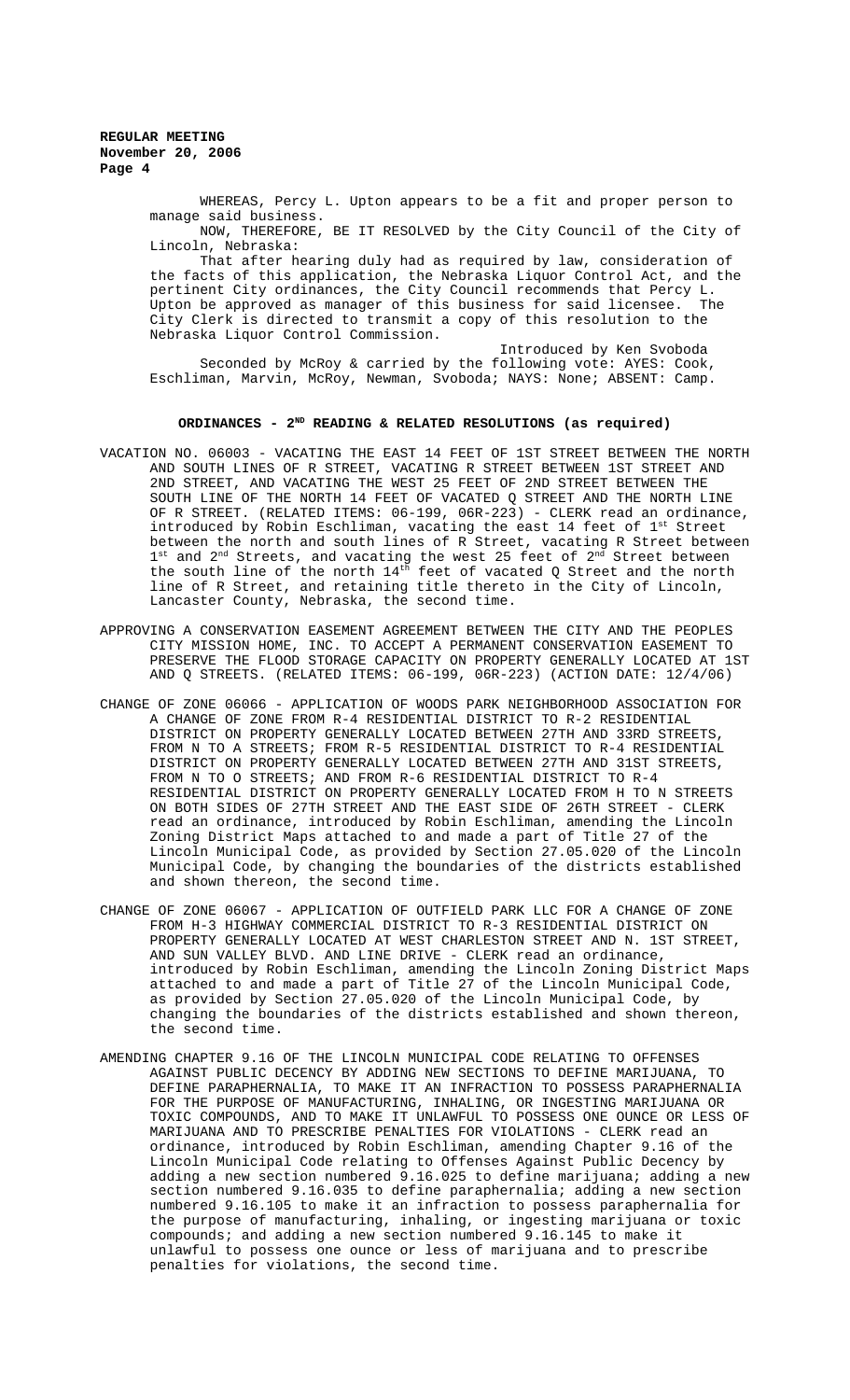WHEREAS, Percy L. Upton appears to be a fit and proper person to manage said business.

NOW, THEREFORE, BE IT RESOLVED by the City Council of the City of Lincoln, Nebraska:

That after hearing duly had as required by law, consideration of the facts of this application, the Nebraska Liquor Control Act, and the pertinent City ordinances, the City Council recommends that Percy L. Upton be approved as manager of this business for said licensee. The City Clerk is directed to transmit a copy of this resolution to the Nebraska Liquor Control Commission.

Introduced by Ken Svoboda

Seconded by McRoy & carried by the following vote: AYES: Cook, Eschliman, Marvin, McRoy, Newman, Svoboda; NAYS: None; ABSENT: Camp.

## ORDINANCES - 2ND READING & RELATED RESOLUTIONS (as required)

VACATION NO. 06003 - VACATING THE EAST 14 FEET OF 1ST STREET BETWEEN THE NORTH AND SOUTH LINES OF R STREET, VACATING R STREET BETWEEN 1ST STREET AND 2ND STREET, AND VACATING THE WEST 25 FEET OF 2ND STREET BETWEEN THE SOUTH LINE OF THE NORTH 14 FEET OF VACATED Q STREET AND THE NORTH LINE OF R STREET. (RELATED ITEMS: 06-199, 06R-223) - CLERK read an ordinance, introduced by Robin Eschliman, vacating the east 14 feet of 1st Street between the north and south lines of R Street, vacating R Street between 1st and 2nd Streets, and vacating the west 25 feet of 2nd Street between the south line of the north 14th feet of vacated Q Street and the north line of R Street, and retaining title thereto in the City of Lincoln, Lancaster County, Nebraska, the second time.

APPROVING A CONSERVATION EASEMENT AGREEMENT BETWEEN THE CITY AND THE PEOPLES CITY MISSION HOME, INC. TO ACCEPT A PERMANENT CONSERVATION EASEMENT TO PRESERVE THE FLOOD STORAGE CAPACITY ON PROPERTY GENERALLY LOCATED AT 1ST AND Q STREETS. (RELATED ITEMS: 06-199, 06R-223) (ACTION DATE: 12/4/06)

CHANGE OF ZONE 06066 - APPLICATION OF WOODS PARK NEIGHBORHOOD ASSOCIATION FOR A CHANGE OF ZONE FROM R-4 RESIDENTIAL DISTRICT TO R-2 RESIDENTIAL DISTRICT ON PROPERTY GENERALLY LOCATED BETWEEN 27TH AND 33RD STREETS, FROM N TO A STREETS; FROM R-5 RESIDENTIAL DISTRICT TO R-4 RESIDENTIAL DISTRICT ON PROPERTY GENERALLY LOCATED BETWEEN 27TH AND 31ST STREETS, FROM N TO O STREETS; AND FROM R-6 RESIDENTIAL DISTRICT TO R-4 RESIDENTIAL DISTRICT ON PROPERTY GENERALLY LOCATED FROM H TO N STREETS ON BOTH SIDES OF 27TH STREET AND THE EAST SIDE OF 26TH STREET - CLERK read an ordinance, introduced by Robin Eschliman, amending the Lincoln Zoning District Maps attached to and made a part of Title 27 of the Lincoln Municipal Code, as provided by Section 27.05.020 of the Lincoln Municipal Code, by changing the boundaries of the districts established and shown thereon, the second time.

CHANGE OF ZONE 06067 - APPLICATION OF OUTFIELD PARK LLC FOR A CHANGE OF ZONE FROM H-3 HIGHWAY COMMERCIAL DISTRICT TO R-3 RESIDENTIAL DISTRICT ON PROPERTY GENERALLY LOCATED AT WEST CHARLESTON STREET AND N. 1ST STREET, AND SUN VALLEY BLVD. AND LINE DRIVE - CLERK read an ordinance, introduced by Robin Eschliman, amending the Lincoln Zoning District Maps attached to and made a part of Title 27 of the Lincoln Municipal Code, as provided by Section 27.05.020 of the Lincoln Municipal Code, by changing the boundaries of the districts established and shown thereon, the second time.

AMENDING CHAPTER 9.16 OF THE LINCOLN MUNICIPAL CODE RELATING TO OFFENSES AGAINST PUBLIC DECENCY BY ADDING NEW SECTIONS TO DEFINE MARIJUANA, TO DEFINE PARAPHERNALIA, TO MAKE IT AN INFRACTION TO POSSESS PARAPHERNALIA FOR THE PURPOSE OF MANUFACTURING, INHALING, OR INGESTING MARIJUANA OR TOXIC COMPOUNDS, AND TO MAKE IT UNLAWFUL TO POSSESS ONE OUNCE OR LESS OF MARIJUANA AND TO PRESCRIBE PENALTIES FOR VIOLATIONS - CLERK read an ordinance, introduced by Robin Eschliman, amending Chapter 9.16 of the Lincoln Municipal Code relating to Offenses Against Public Decency by adding a new section numbered 9.16.025 to define marijuana; adding a new section numbered 9.16.035 to define paraphernalia; adding a new section numbered 9.16.105 to make it an infraction to possess paraphernalia for the purpose of manufacturing, inhaling, or ingesting marijuana or toxic compounds; and adding a new section numbered 9.16.145 to make it unlawful to possess one ounce or less of marijuana and to prescribe penalties for violations, the second time.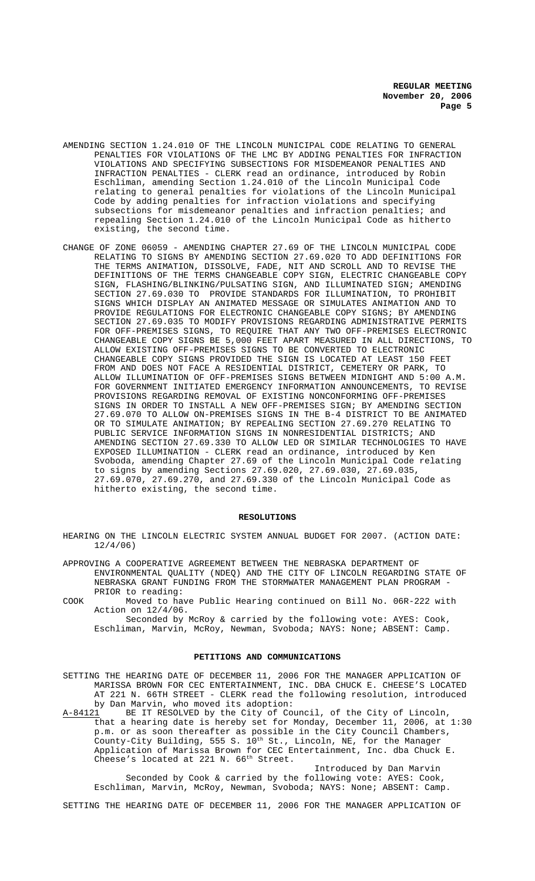AMENDING SECTION 1.24.010 OF THE LINCOLN MUNICIPAL CODE RELATING TO GENERAL PENALTIES FOR VIOLATIONS OF THE LMC BY ADDING PENALTIES FOR INFRACTION VIOLATIONS AND SPECIFYING SUBSECTIONS FOR MISDEMEANOR PENALTIES AND INFRACTION PENALTIES - CLERK read an ordinance, introduced by Robin Eschliman, amending Section 1.24.010 of the Lincoln Municipal Code relating to general penalties for violations of the Lincoln Municipal Code by adding penalties for infraction violations and specifying subsections for misdemeanor penalties and infraction penalties; and repealing Section 1.24.010 of the Lincoln Municipal Code as hitherto existing, the second time.

CHANGE OF ZONE 06059 - AMENDING CHAPTER 27.69 OF THE LINCOLN MUNICIPAL CODE RELATING TO SIGNS BY AMENDING SECTION 27.69.020 TO ADD DEFINITIONS FOR THE TERMS ANIMATION, DISSOLVE, FADE, NIT AND SCROLL AND TO REVISE THE DEFINITIONS OF THE TERMS CHANGEABLE COPY SIGN, ELECTRIC CHANGEABLE COPY SIGN, FLASHING/BLINKING/PULSATING SIGN, AND ILLUMINATED SIGN; AMENDING SECTION 27.69.030 TO PROVIDE STANDARDS FOR ILLUMINATION, TO PROHIBIT SIGNS WHICH DISPLAY AN ANIMATED MESSAGE OR SIMULATES ANIMATION AND TO PROVIDE REGULATIONS FOR ELECTRONIC CHANGEABLE COPY SIGNS; BY AMENDING SECTION 27.69.035 TO MODIFY PROVISIONS REGARDING ADMINISTRATIVE PERMITS FOR OFF-PREMISES SIGNS, TO REQUIRE THAT ANY TWO OFF-PREMISES ELECTRONIC CHANGEABLE COPY SIGNS BE 5,000 FEET APART MEASURED IN ALL DIRECTIONS, TO ALLOW EXISTING OFF-PREMISES SIGNS TO BE CONVERTED TO ELECTRONIC CHANGEABLE COPY SIGNS PROVIDED THE SIGN IS LOCATED AT LEAST 150 FEET FROM AND DOES NOT FACE A RESIDENTIAL DISTRICT, CEMETERY OR PARK, TO ALLOW ILLUMINATION OF OFF-PREMISES SIGNS BETWEEN MIDNIGHT AND 5:00 A.M. FOR GOVERNMENT INITIATED EMERGENCY INFORMATION ANNOUNCEMENTS, TO REVISE PROVISIONS REGARDING REMOVAL OF EXISTING NONCONFORMING OFF-PREMISES SIGNS IN ORDER TO INSTALL A NEW OFF-PREMISES SIGN; BY AMENDING SECTION 27.69.070 TO ALLOW ON-PREMISES SIGNS IN THE B-4 DISTRICT TO BE ANIMATED OR TO SIMULATE ANIMATION; BY REPEALING SECTION 27.69.270 RELATING TO PUBLIC SERVICE INFORMATION SIGNS IN NONRESIDENTIAL DISTRICTS; AND AMENDING SECTION 27.69.330 TO ALLOW LED OR SIMILAR TECHNOLOGIES TO HAVE EXPOSED ILLUMINATION - CLERK read an ordinance, introduced by Ken Svoboda, amending Chapter 27.69 of the Lincoln Municipal Code relating to signs by amending Sections 27.69.020, 27.69.030, 27.69.035, 27.69.070, 27.69.270, and 27.69.330 of the Lincoln Municipal Code as hitherto existing, the second time.

## RESOLUTIONS

HEARING ON THE LINCOLN ELECTRIC SYSTEM ANNUAL BUDGET FOR 2007. (ACTION DATE: 12/4/06)

APPROVING A COOPERATIVE AGREEMENT BETWEEN THE NEBRASKA DEPARTMENT OF ENVIRONMENTAL QUALITY (NDEQ) AND THE CITY OF LINCOLN REGARDING STATE OF NEBRASKA GRANT FUNDING FROM THE STORMWATER MANAGEMENT PLAN PROGRAM - PRIOR to reading:

COOK Moved to have Public Hearing continued on Bill No. 06R-222 with Action on 12/4/06.

Seconded by McRoy & carried by the following vote: AYES: Cook, Eschliman, Marvin, McRoy, Newman, Svoboda; NAYS: None; ABSENT: Camp.

## PETITIONS AND COMMUNICATIONS

SETTING THE HEARING DATE OF DECEMBER 11, 2006 FOR THE MANAGER APPLICATION OF MARISSA BROWN FOR CEC ENTERTAINMENT, INC. DBA CHUCK E. CHEESE'S LOCATED AT 221 N. 66TH STREET - CLERK read the following resolution, introduced by Dan Marvin, who moved its adoption:

A-84121 BE IT RESOLVED by the City of Council, of the City of Lincoln, that a hearing date is hereby set for Monday, December 11, 2006, at 1:30 p.m. or as soon thereafter as possible in the City Council Chambers, County-City Building, 555 S. 10th St., Lincoln, NE, for the Manager Application of Marissa Brown for CEC Entertainment, Inc. dba Chuck E. Cheese's located at 221 N. 66th Street.

Introduced by Dan Marvin

Seconded by Cook & carried by the following vote: AYES: Cook, Eschliman, Marvin, McRoy, Newman, Svoboda; NAYS: None; ABSENT: Camp.

SETTING THE HEARING DATE OF DECEMBER 11, 2006 FOR THE MANAGER APPLICATION OF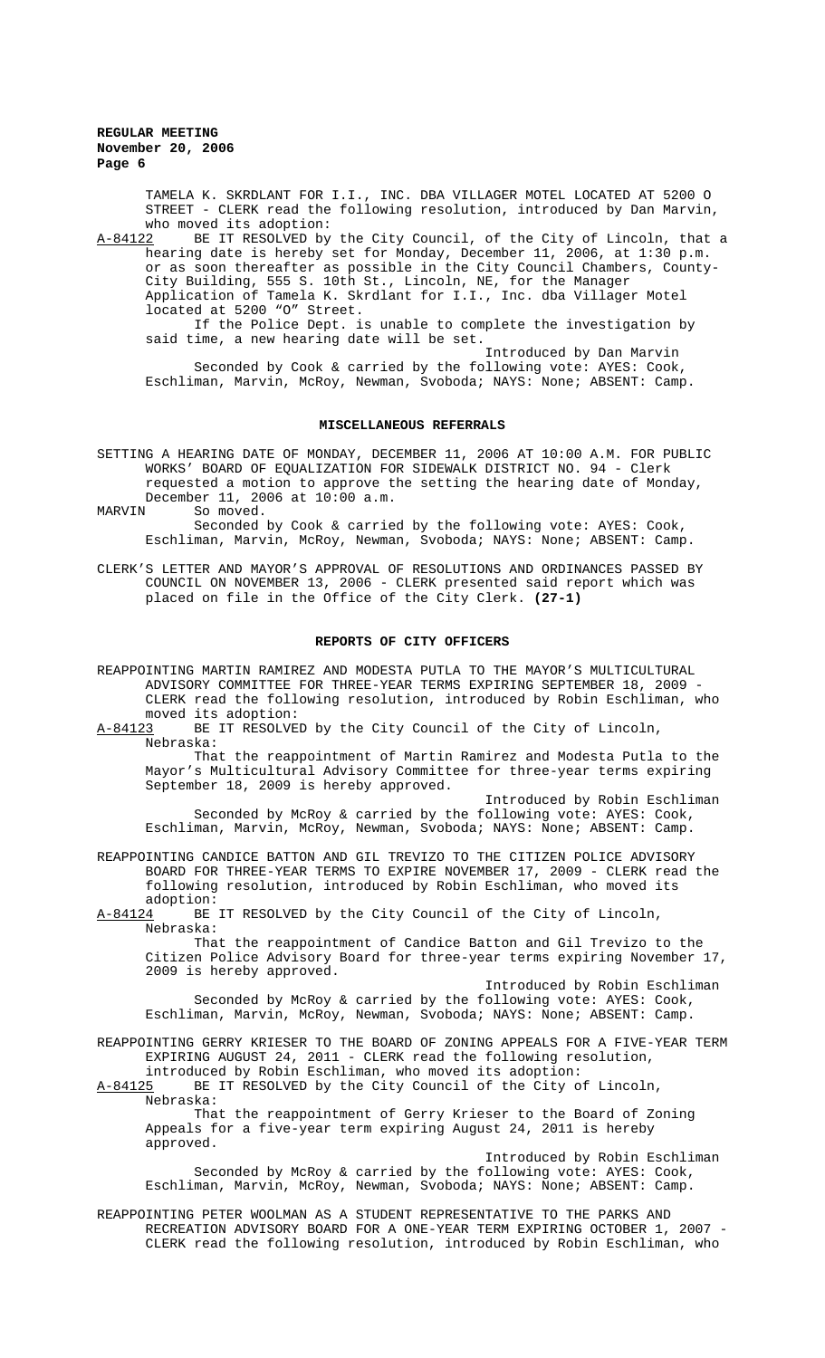TAMELA K. SKRDLANT FOR I.I., INC. DBA VILLAGER MOTEL LOCATED AT 5200 O STREET - CLERK read the following resolution, introduced by Dan Marvin, who moved its adoption:

A-84122 BE IT RESOLVED by the City Council, of the City of Lincoln, that a hearing date is hereby set for Monday, December 11, 2006, at 1:30 p.m. or as soon thereafter as possible in the City Council Chambers, County-City Building, 555 S. 10th St., Lincoln, NE, for the Manager Application of Tamela K. Skrdlant for I.I., Inc. dba Villager Motel located at 5200 "O" Street.

If the Police Dept. is unable to complete the investigation by said time, a new hearing date will be set.

Introduced by Dan Marvin

Seconded by Cook & carried by the following vote: AYES: Cook, Eschliman, Marvin, McRoy, Newman, Svoboda; NAYS: None; ABSENT: Camp.

## MISCELLANEOUS REFERRALS

SETTING A HEARING DATE OF MONDAY, DECEMBER 11, 2006 AT 10:00 A.M. FOR PUBLIC WORKS' BOARD OF EQUALIZATION FOR SIDEWALK DISTRICT NO. 94 - Clerk requested a motion to approve the setting the hearing date of Monday, December 11, 2006 at 10:00 a.m.

MARVIN So moved.

Seconded by Cook & carried by the following vote: AYES: Cook, Eschliman, Marvin, McRoy, Newman, Svoboda; NAYS: None; ABSENT: Camp.

CLERK'S LETTER AND MAYOR'S APPROVAL OF RESOLUTIONS AND ORDINANCES PASSED BY COUNCIL ON NOVEMBER 13, 2006 - CLERK presented said report which was placed on file in the Office of the City Clerk. **(27-1)**

## REPORTS OF CITY OFFICERS

REAPPOINTING MARTIN RAMIREZ AND MODESTA PUTLA TO THE MAYOR'S MULTICULTURAL ADVISORY COMMITTEE FOR THREE-YEAR TERMS EXPIRING SEPTEMBER 18, 2009 - CLERK read the following resolution, introduced by Robin Eschliman, who moved its adoption:

A-84123 BE IT RESOLVED by the City Council of the City of Lincoln, Nebraska:

That the reappointment of Martin Ramirez and Modesta Putla to the Mayor's Multicultural Advisory Committee for three-year terms expiring September 18, 2009 is hereby approved.

Introduced by Robin Eschliman

Seconded by McRoy & carried by the following vote: AYES: Cook, Eschliman, Marvin, McRoy, Newman, Svoboda; NAYS: None; ABSENT: Camp.

REAPPOINTING CANDICE BATTON AND GIL TREVIZO TO THE CITIZEN POLICE ADVISORY BOARD FOR THREE-YEAR TERMS TO EXPIRE NOVEMBER 17, 2009 - CLERK read the following resolution, introduced by Robin Eschliman, who moved its adoption:

A-84124 BE IT RESOLVED by the City Council of the City of Lincoln, Nebraska:

That the reappointment of Candice Batton and Gil Trevizo to the Citizen Police Advisory Board for three-year terms expiring November 17, 2009 is hereby approved.

Introduced by Robin Eschliman

Seconded by McRoy & carried by the following vote: AYES: Cook, Eschliman, Marvin, McRoy, Newman, Svoboda; NAYS: None; ABSENT: Camp.

REAPPOINTING GERRY KRIESER TO THE BOARD OF ZONING APPEALS FOR A FIVE-YEAR TERM EXPIRING AUGUST 24, 2011 - CLERK read the following resolution, introduced by Robin Eschliman, who moved its adoption:

A-84125 BE IT RESOLVED by the City Council of the City of Lincoln, Nebraska:

That the reappointment of Gerry Krieser to the Board of Zoning Appeals for a five-year term expiring August 24, 2011 is hereby approved.

Introduced by Robin Eschliman

Seconded by McRoy & carried by the following vote: AYES: Cook, Eschliman, Marvin, McRoy, Newman, Svoboda; NAYS: None; ABSENT: Camp.

REAPPOINTING PETER WOOLMAN AS A STUDENT REPRESENTATIVE TO THE PARKS AND RECREATION ADVISORY BOARD FOR A ONE-YEAR TERM EXPIRING OCTOBER 1, 2007 - CLERK read the following resolution, introduced by Robin Eschliman, who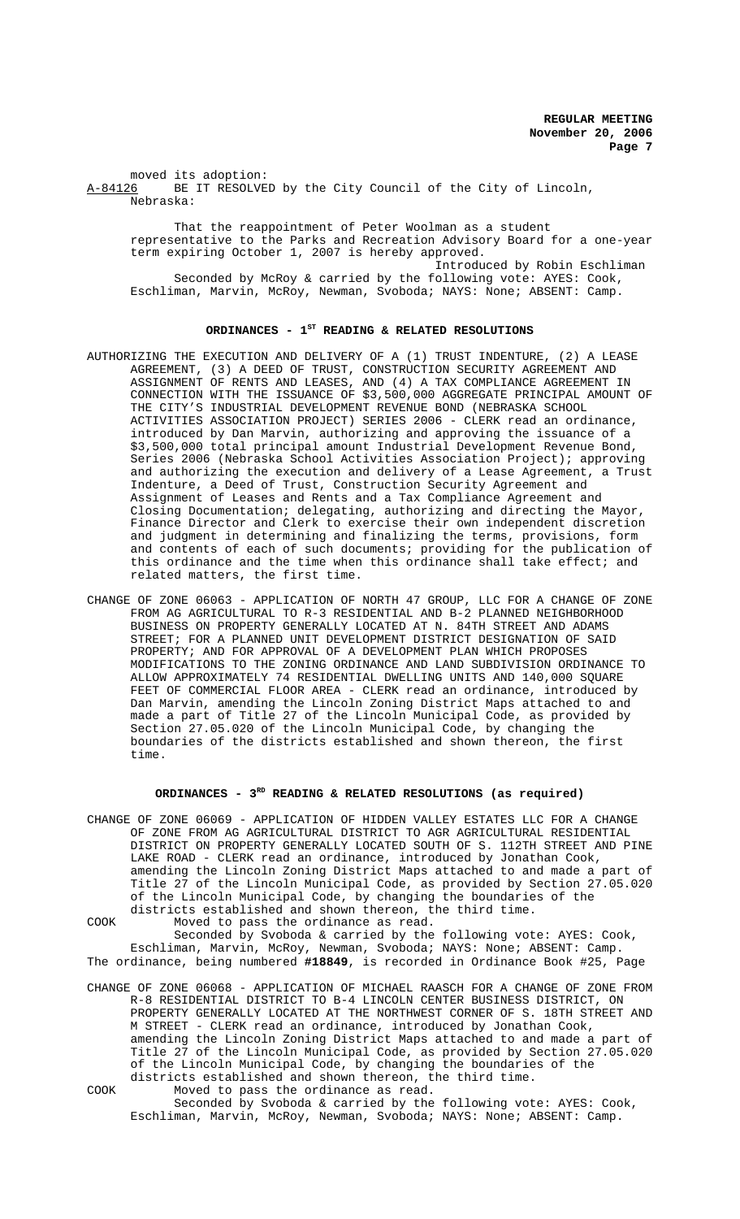moved its adoption:

A-84126 BE IT RESOLVED by the City Council of the City of Lincoln, Nebraska:

That the reappointment of Peter Woolman as a student representative to the Parks and Recreation Advisory Board for a one-year term expiring October 1, 2007 is hereby approved.

Introduced by Robin Eschliman

Seconded by McRoy & carried by the following vote: AYES: Cook, Eschliman, Marvin, McRoy, Newman, Svoboda; NAYS: None; ABSENT: Camp.

## ORDINANCES - 1ST READING & RELATED RESOLUTIONS

AUTHORIZING THE EXECUTION AND DELIVERY OF A (1) TRUST INDENTURE, (2) A LEASE AGREEMENT, (3) A DEED OF TRUST, CONSTRUCTION SECURITY AGREEMENT AND ASSIGNMENT OF RENTS AND LEASES, AND (4) A TAX COMPLIANCE AGREEMENT IN CONNECTION WITH THE ISSUANCE OF $3,500,000 AGGREGATE PRINCIPAL AMOUNT OF THE CITY'S INDUSTRIAL DEVELOPMENT REVENUE BOND (NEBRASKA SCHOOL ACTIVITIES ASSOCIATION PROJECT) SERIES 2006 - CLERK read an ordinance, introduced by Dan Marvin, authorizing and approving the issuance of a $3,500,000 total principal amount Industrial Development Revenue Bond, Series 2006 (Nebraska School Activities Association Project); approving and authorizing the execution and delivery of a Lease Agreement, a Trust Indenture, a Deed of Trust, Construction Security Agreement and Assignment of Leases and Rents and a Tax Compliance Agreement and Closing Documentation; delegating, authorizing and directing the Mayor, Finance Director and Clerk to exercise their own independent discretion and judgment in determining and finalizing the terms, provisions, form and contents of each of such documents; providing for the publication of this ordinance and the time when this ordinance shall take effect; and related matters, the first time.

CHANGE OF ZONE 06063 - APPLICATION OF NORTH 47 GROUP, LLC FOR A CHANGE OF ZONE FROM AG AGRICULTURAL TO R-3 RESIDENTIAL AND B-2 PLANNED NEIGHBORHOOD BUSINESS ON PROPERTY GENERALLY LOCATED AT N. 84TH STREET AND ADAMS STREET; FOR A PLANNED UNIT DEVELOPMENT DISTRICT DESIGNATION OF SAID PROPERTY; AND FOR APPROVAL OF A DEVELOPMENT PLAN WHICH PROPOSES MODIFICATIONS TO THE ZONING ORDINANCE AND LAND SUBDIVISION ORDINANCE TO ALLOW APPROXIMATELY 74 RESIDENTIAL DWELLING UNITS AND 140,000 SQUARE FEET OF COMMERCIAL FLOOR AREA - CLERK read an ordinance, introduced by Dan Marvin, amending the Lincoln Zoning District Maps attached to and made a part of Title 27 of the Lincoln Municipal Code, as provided by Section 27.05.020 of the Lincoln Municipal Code, by changing the boundaries of the districts established and shown thereon, the first time.

## ORDINANCES - 3RD READING & RELATED RESOLUTIONS (as required)

CHANGE OF ZONE 06069 - APPLICATION OF HIDDEN VALLEY ESTATES LLC FOR A CHANGE OF ZONE FROM AG AGRICULTURAL DISTRICT TO AGR AGRICULTURAL RESIDENTIAL DISTRICT ON PROPERTY GENERALLY LOCATED SOUTH OF S. 112TH STREET AND PINE LAKE ROAD - CLERK read an ordinance, introduced by Jonathan Cook, amending the Lincoln Zoning District Maps attached to and made a part of Title 27 of the Lincoln Municipal Code, as provided by Section 27.05.020 of the Lincoln Municipal Code, by changing the boundaries of the districts established and shown thereon, the third time.

COOK Moved to pass the ordinance as read.

Seconded by Svoboda & carried by the following vote: AYES: Cook, Eschliman, Marvin, McRoy, Newman, Svoboda; NAYS: None; ABSENT: Camp.

The ordinance, being numbered **#18849**, is recorded in Ordinance Book #25, Page

CHANGE OF ZONE 06068 - APPLICATION OF MICHAEL RAASCH FOR A CHANGE OF ZONE FROM R-8 RESIDENTIAL DISTRICT TO B-4 LINCOLN CENTER BUSINESS DISTRICT, ON PROPERTY GENERALLY LOCATED AT THE NORTHWEST CORNER OF S. 18TH STREET AND M STREET - CLERK read an ordinance, introduced by Jonathan Cook, amending the Lincoln Zoning District Maps attached to and made a part of Title 27 of the Lincoln Municipal Code, as provided by Section 27.05.020 of the Lincoln Municipal Code, by changing the boundaries of the districts established and shown thereon, the third time.

COOK Moved to pass the ordinance as read.

Seconded by Svoboda & carried by the following vote: AYES: Cook, Eschliman, Marvin, McRoy, Newman, Svoboda; NAYS: None; ABSENT: Camp.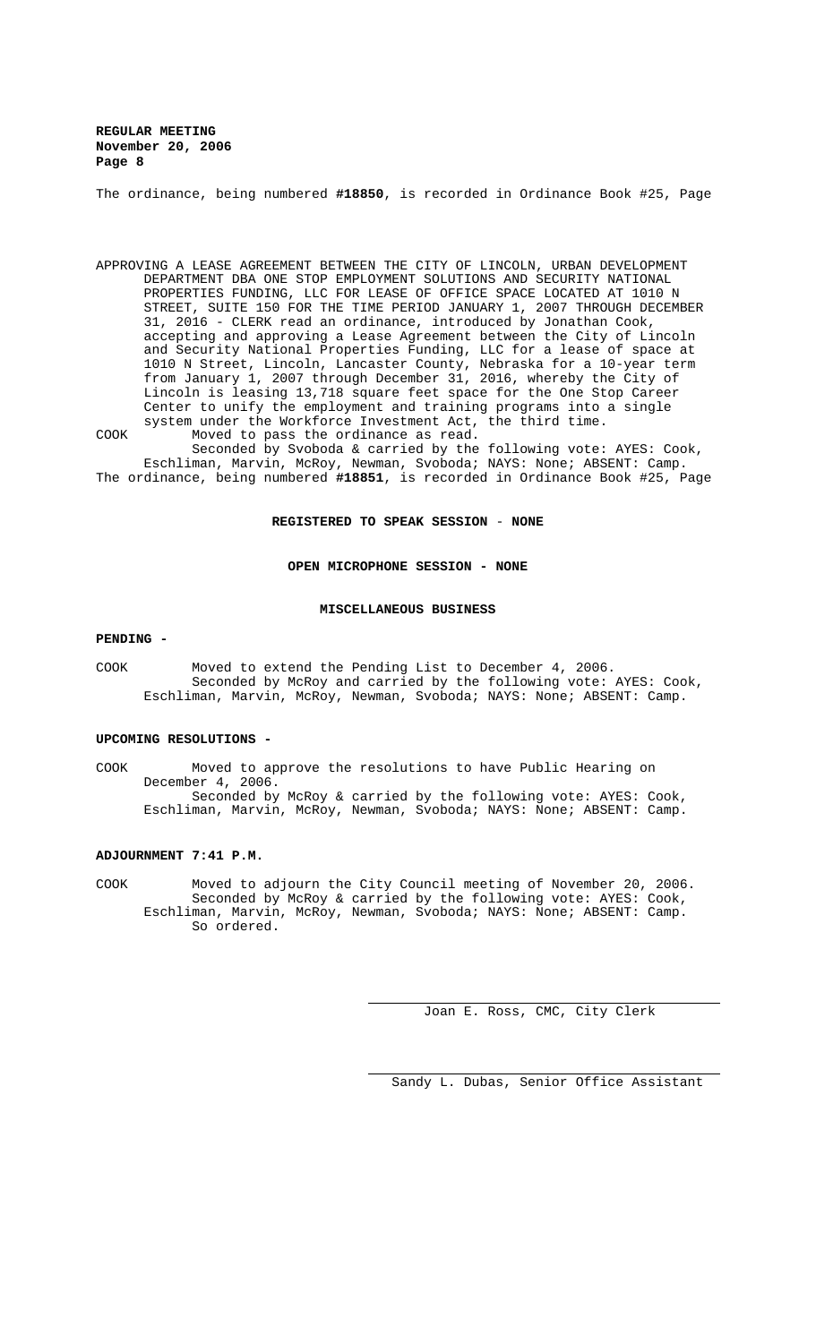The ordinance, being numbered **#18850**, is recorded in Ordinance Book #25, Page

APPROVING A LEASE AGREEMENT BETWEEN THE CITY OF LINCOLN, URBAN DEVELOPMENT DEPARTMENT DBA ONE STOP EMPLOYMENT SOLUTIONS AND SECURITY NATIONAL PROPERTIES FUNDING, LLC FOR LEASE OF OFFICE SPACE LOCATED AT 1010 N STREET, SUITE 150 FOR THE TIME PERIOD JANUARY 1, 2007 THROUGH DECEMBER 31, 2016 - CLERK read an ordinance, introduced by Jonathan Cook, accepting and approving a Lease Agreement between the City of Lincoln and Security National Properties Funding, LLC for a lease of space at 1010 N Street, Lincoln, Lancaster County, Nebraska for a 10-year term from January 1, 2007 through December 31, 2016, whereby the City of Lincoln is leasing 13,718 square feet space for the One Stop Career Center to unify the employment and training programs into a single system under the Workforce Investment Act, the third time.

COOK Moved to pass the ordinance as read.
Seconded by Svoboda & carried by the following vote: AYES: Cook, Eschliman, Marvin, McRoy, Newman, Svoboda; NAYS: None; ABSENT: Camp.

The ordinance, being numbered **#18851**, is recorded in Ordinance Book #25, Page

**REGISTERED TO SPEAK SESSION - NONE**

**OPEN MICROPHONE SESSION - NONE**

**MISCELLANEOUS BUSINESS**

**PENDING -**

COOK Moved to extend the Pending List to December 4, 2006.
Seconded by McRoy and carried by the following vote: AYES: Cook, Eschliman, Marvin, McRoy, Newman, Svoboda; NAYS: None; ABSENT: Camp.

**UPCOMING RESOLUTIONS -**

COOK Moved to approve the resolutions to have Public Hearing on December 4, 2006.
Seconded by McRoy & carried by the following vote: AYES: Cook, Eschliman, Marvin, McRoy, Newman, Svoboda; NAYS: None; ABSENT: Camp.

**ADJOURNMENT 7:41 P.M.**

COOK Moved to adjourn the City Council meeting of November 20, 2006.
Seconded by McRoy & carried by the following vote: AYES: Cook, Eschliman, Marvin, McRoy, Newman, Svoboda; NAYS: None; ABSENT: Camp.
So ordered.

Joan E. Ross, CMC, City Clerk

Sandy L. Dubas, Senior Office Assistant